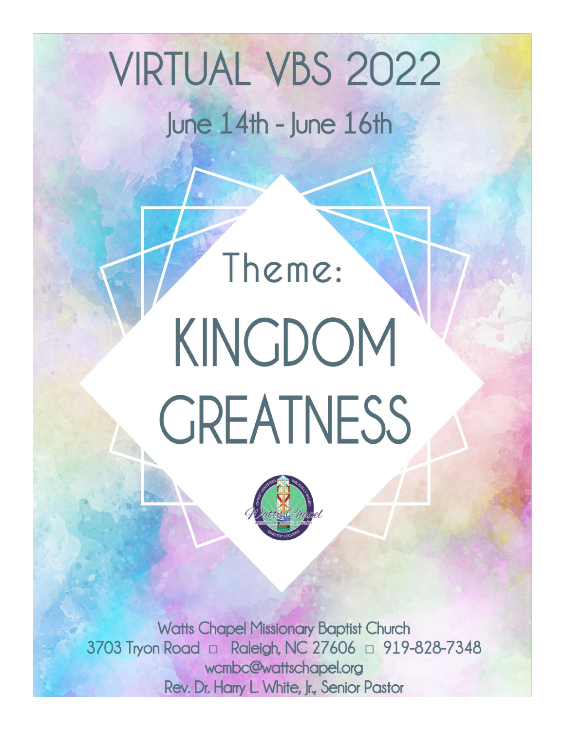# VIRTUAL VBS 2022

## June 14th - June 16th

Theme:

# KINGDOM GREATNESS

Watts Chapel Missionary Baptist Church
3703 Tryon Road □ Raleigh, NC 27606 □ 919-828-7348
wcmbc@wattschapel.org
Rev. Dr. Harry L. White, Jr., Senior Pastor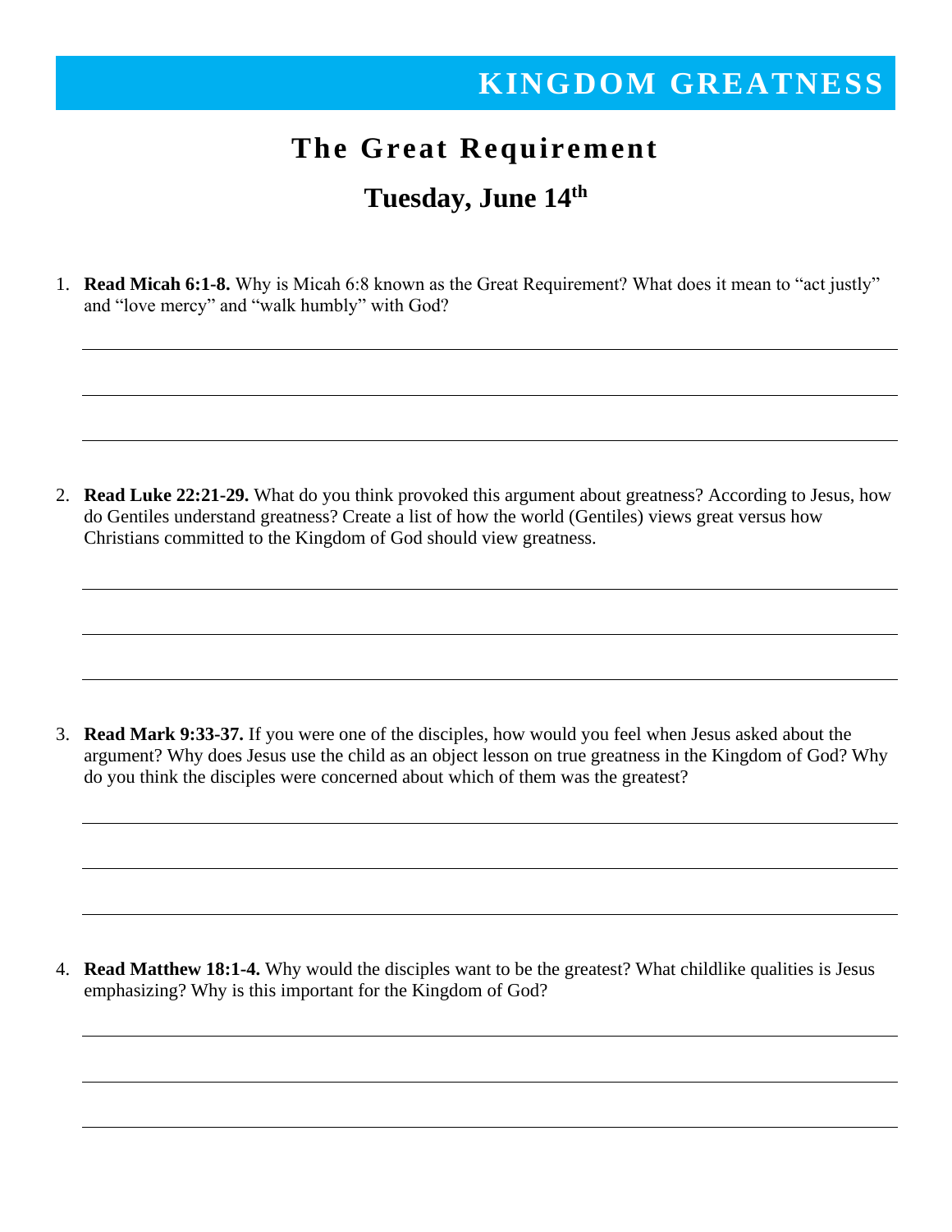# KINGDOM GREATNESS

## The Great Requirement

### Tuesday, June 14th

1. **Read Micah 6:1-8.** Why is Micah 6:8 known as the Great Requirement? What does it mean to "act justly" and "love mercy" and "walk humbly" with God?

2. **Read Luke 22:21-29.** What do you think provoked this argument about greatness? According to Jesus, how do Gentiles understand greatness? Create a list of how the world (Gentiles) views great versus how Christians committed to the Kingdom of God should view greatness.

3. **Read Mark 9:33-37.** If you were one of the disciples, how would you feel when Jesus asked about the argument? Why does Jesus use the child as an object lesson on true greatness in the Kingdom of God? Why do you think the disciples were concerned about which of them was the greatest?

4. **Read Matthew 18:1-4.** Why would the disciples want to be the greatest? What childlike qualities is Jesus emphasizing? Why is this important for the Kingdom of God?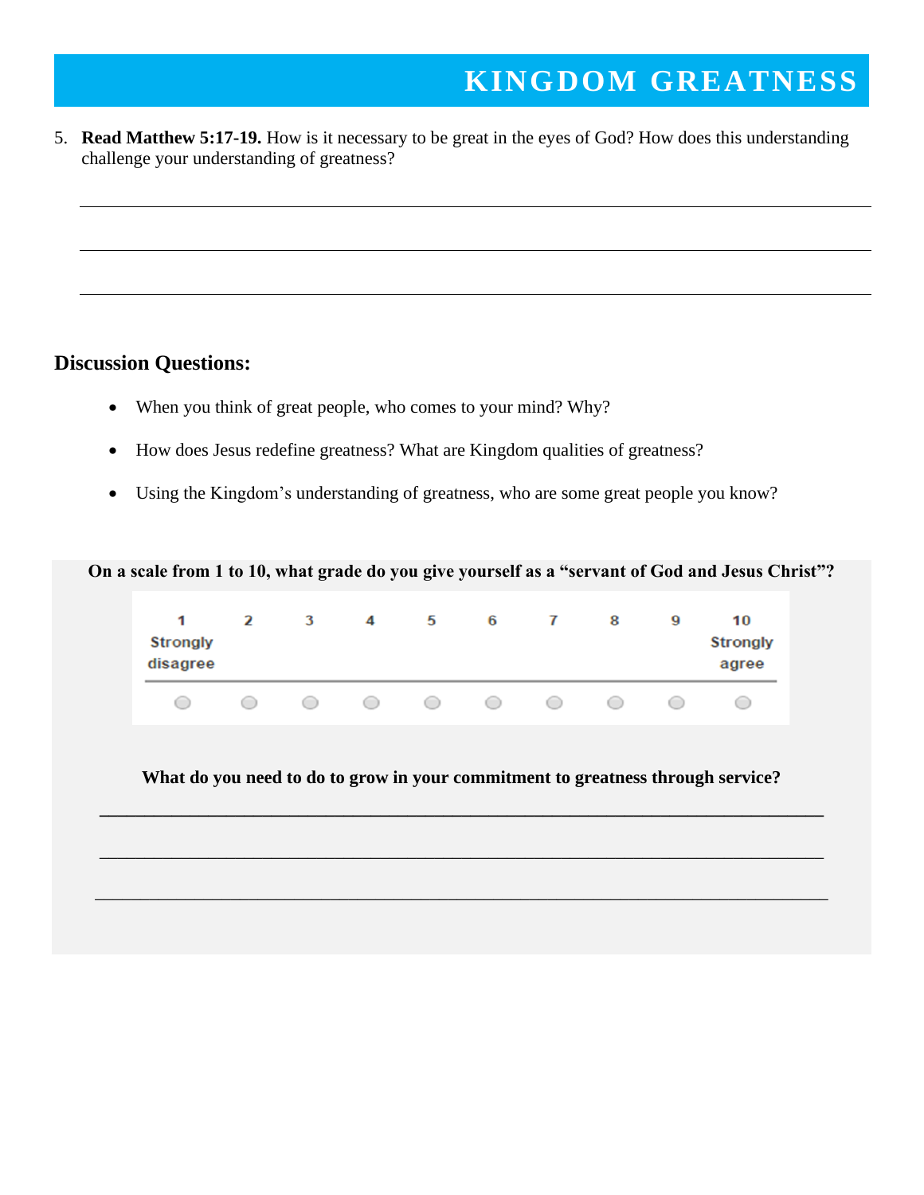# KINGDOM GREATNESS

5. **Read Matthew 5:17-19.** How is it necessary to be great in the eyes of God? How does this understanding challenge your understanding of greatness?

___

___

___

**Discussion Questions:**

- When you think of great people, who comes to your mind? Why?
- How does Jesus redefine greatness? What are Kingdom qualities of greatness?
- Using the Kingdom's understanding of greatness, who are some great people you know?

**On a scale from 1 to 10, what grade do you give yourself as a "servant of God and Jesus Christ"?**

| 1 Strongly disagree | 2 | 3 | 4 | 5 | 6 | 7 | 8 | 9 | 10 Strongly agree |
|---|---|---|---|---|---|---|---|---|---|
| ○ | ○ | ○ | ○ | ○ | ○ | ○ | ○ | ○ | ○ |

**What do you need to do to grow in your commitment to greatness through service?**

___

___

___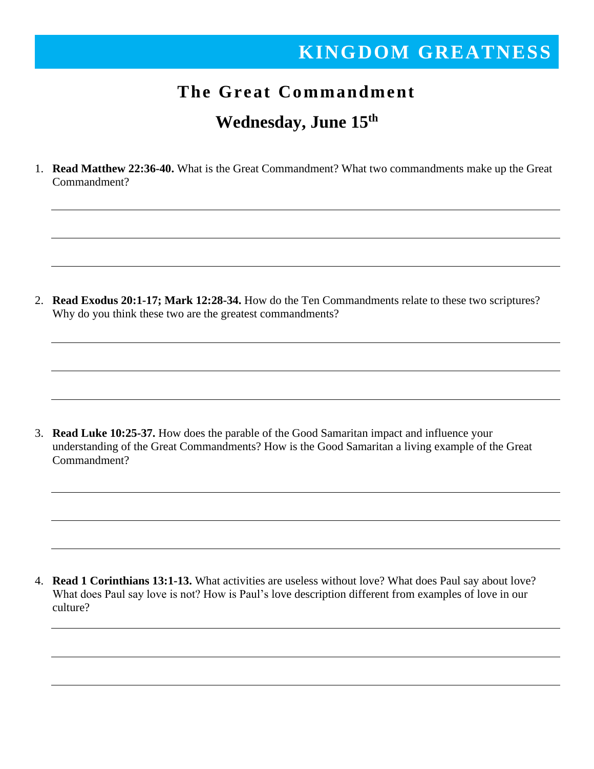# KINGDOM GREATNESS

## The Great Commandment

## Wednesday, June 15th

1. **Read Matthew 22:36-40.** What is the Great Commandment? What two commandments make up the Great Commandment?

2. **Read Exodus 20:1-17; Mark 12:28-34.** How do the Ten Commandments relate to these two scriptures? Why do you think these two are the greatest commandments?

3. **Read Luke 10:25-37.** How does the parable of the Good Samaritan impact and influence your understanding of the Great Commandments? How is the Good Samaritan a living example of the Great Commandment?

4. **Read 1 Corinthians 13:1-13.** What activities are useless without love? What does Paul say about love? What does Paul say love is not? How is Paul's love description different from examples of love in our culture?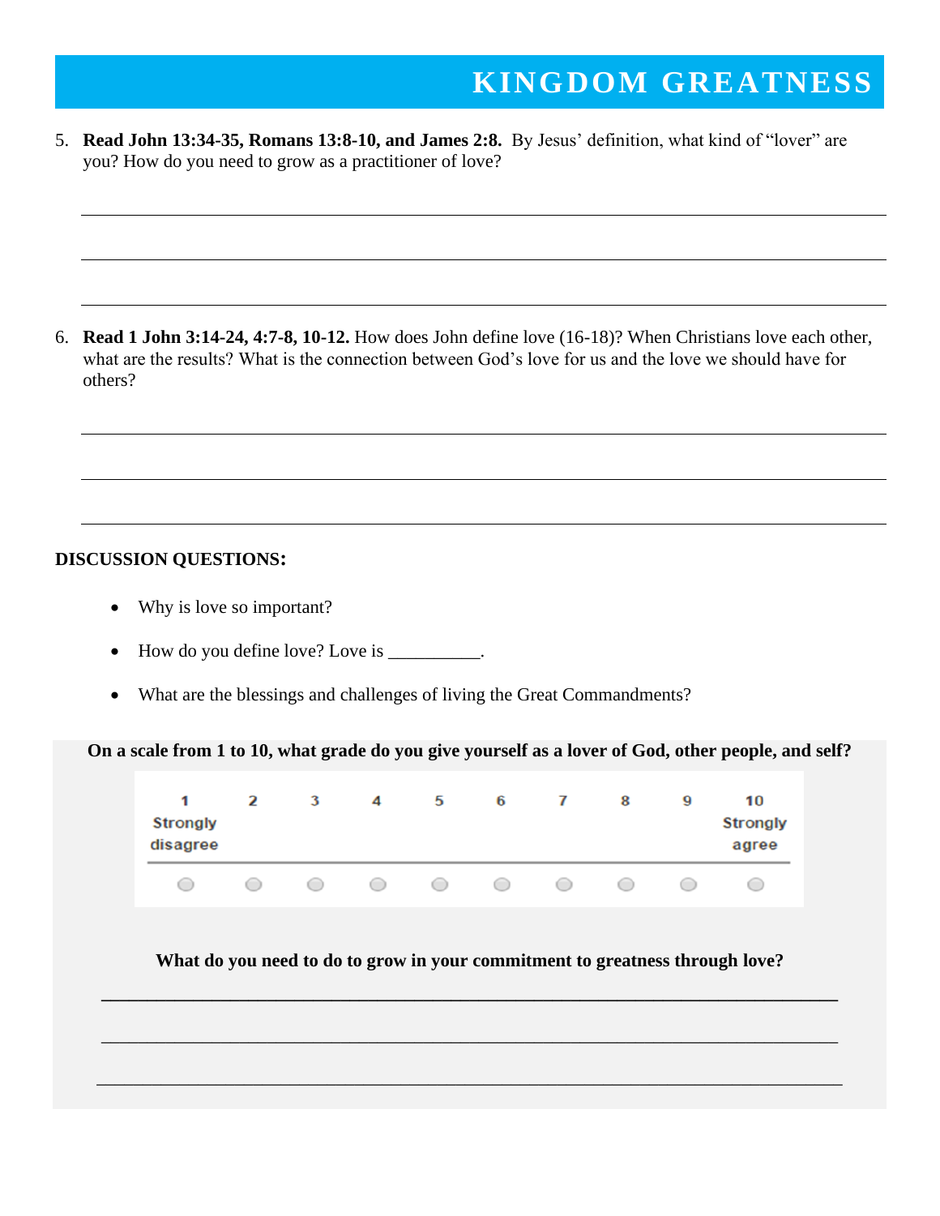5. **Read John 13:34-35, Romans 13:8-10, and James 2:8.** By Jesus' definition, what kind of "lover" are you? How do you need to grow as a practitioner of love?

_______________________________________________________________________________

_______________________________________________________________________________

_______________________________________________________________________________

6. **Read 1 John 3:14-24, 4:7-8, 10-12.** How does John define love (16-18)? When Christians love each other, what are the results? What is the connection between God's love for us and the love we should have for others?

_______________________________________________________________________________

_______________________________________________________________________________

_______________________________________________________________________________

**DISCUSSION QUESTIONS:**

- Why is love so important?
- How do you define love? Love is __________.
- What are the blessings and challenges of living the Great Commandments?

**On a scale from 1 to 10, what grade do you give yourself as a lover of God, other people, and self?**

| 1 Strongly disagree | 2 | 3 | 4 | 5 | 6 | 7 | 8 | 9 | 10 Strongly agree |
|---|---|---|---|---|---|---|---|---|---|
| ○ | ○ | ○ | ○ | ○ | ○ | ○ | ○ | ○ | ○ |

**What do you need to do to grow in your commitment to greatness through love?**

_______________________________________________________________________________

_______________________________________________________________________________

_______________________________________________________________________________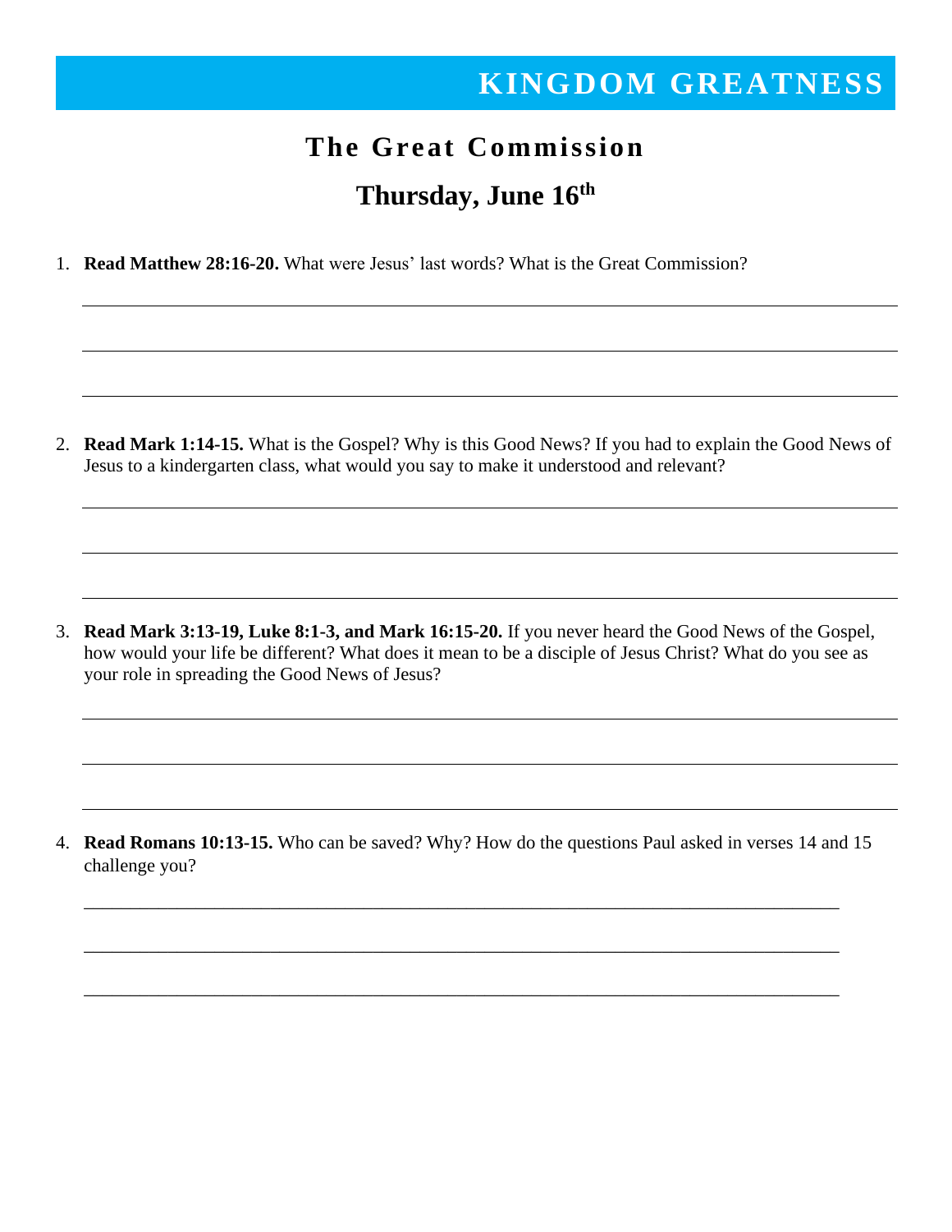# KINGDOM GREATNESS

## The Great Commission

## Thursday, June 16th

1. **Read Matthew 28:16-20.** What were Jesus' last words? What is the Great Commission?

2. **Read Mark 1:14-15.** What is the Gospel? Why is this Good News? If you had to explain the Good News of Jesus to a kindergarten class, what would you say to make it understood and relevant?

3. **Read Mark 3:13-19, Luke 8:1-3, and Mark 16:15-20.** If you never heard the Good News of the Gospel, how would your life be different? What does it mean to be a disciple of Jesus Christ? What do you see as your role in spreading the Good News of Jesus?

4. **Read Romans 10:13-15.** Who can be saved? Why? How do the questions Paul asked in verses 14 and 15 challenge you?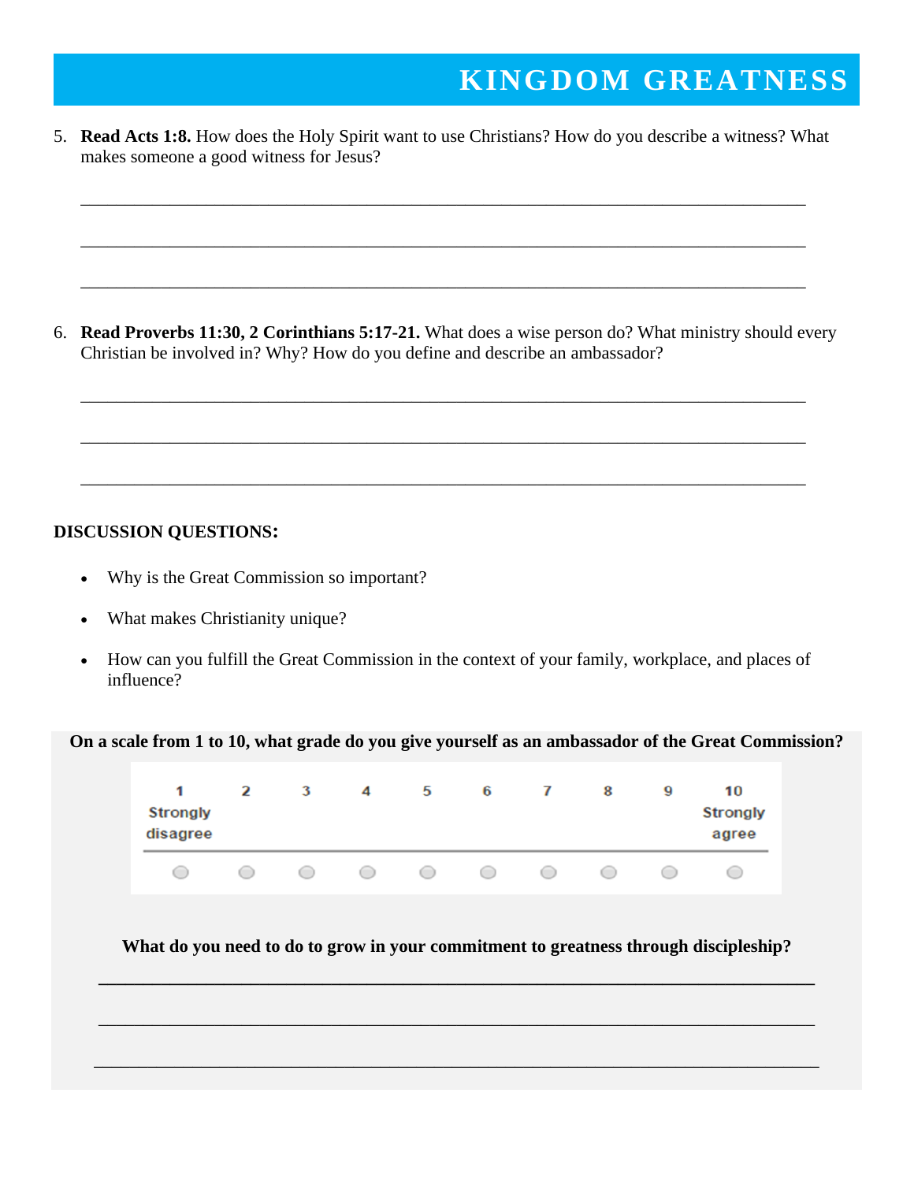# KINGDOM GREATNESS

5. **Read Acts 1:8.** How does the Holy Spirit want to use Christians? How do you describe a witness? What makes someone a good witness for Jesus?

___________________________________________________________________________

___________________________________________________________________________

___________________________________________________________________________

6. **Read Proverbs 11:30, 2 Corinthians 5:17-21.** What does a wise person do? What ministry should every Christian be involved in? Why? How do you define and describe an ambassador?

___________________________________________________________________________

___________________________________________________________________________

___________________________________________________________________________

**DISCUSSION QUESTIONS:**

- Why is the Great Commission so important?
- What makes Christianity unique?
- How can you fulfill the Great Commission in the context of your family, workplace, and places of influence?

**On a scale from 1 to 10, what grade do you give yourself as an ambassador of the Great Commission?**

| 1 Strongly disagree | 2 | 3 | 4 | 5 | 6 | 7 | 8 | 9 | 10 Strongly agree |
|---|---|---|---|---|---|---|---|---|---|
| ○ | ○ | ○ | ○ | ○ | ○ | ○ | ○ | ○ | ○ |

**What do you need to do to grow in your commitment to greatness through discipleship?**

___________________________________________________________________________

___________________________________________________________________________

___________________________________________________________________________